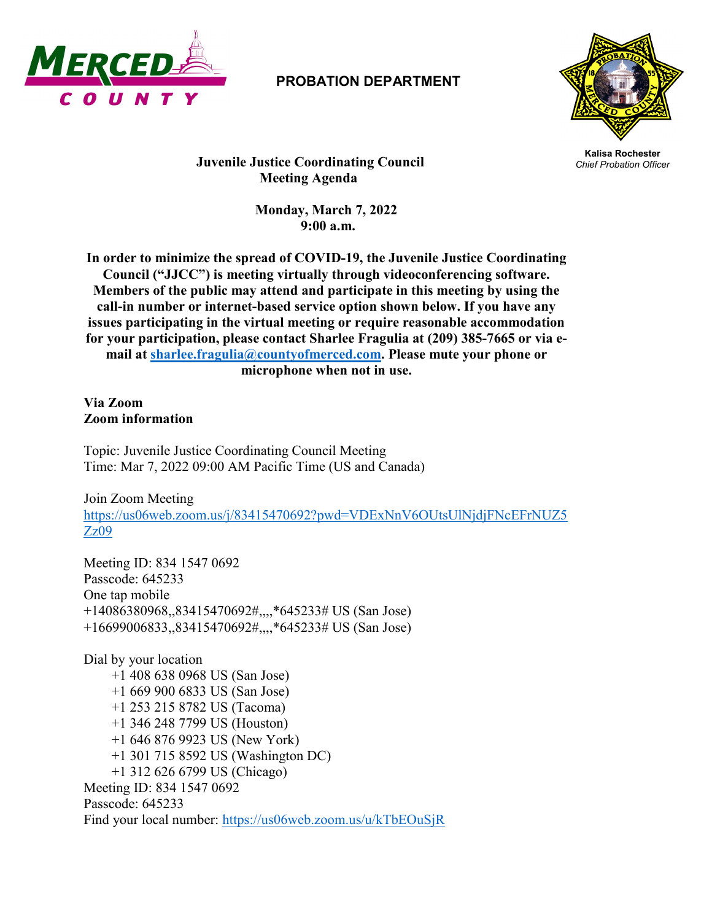**MERCED COUNTY**

## PROBATION DEPARTMENT

**Kalisa Rochester**
*Chief Probation Officer*

### Juvenile Justice Coordinating Council
### Meeting Agenda

**Monday, March 7, 2022**
**9:00 a.m.**

**In order to minimize the spread of COVID-19, the Juvenile Justice Coordinating Council ("JJCC") is meeting virtually through videoconferencing software. Members of the public may attend and participate in this meeting by using the call-in number or internet-based service option shown below. If you have any issues participating in the virtual meeting or require reasonable accommodation for your participation, please contact Sharlee Fragulia at (209) 385-7665 or via e-mail at [sharlee.fragulia@countyofmerced.com](mailto:sharlee.fragulia@countyofmerced.com). Please mute your phone or microphone when not in use.**

**Via Zoom**
**Zoom information**

Topic: Juvenile Justice Coordinating Council Meeting
Time: Mar 7, 2022 09:00 AM Pacific Time (US and Canada)

Join Zoom Meeting
https://us06web.zoom.us/j/83415470692?pwd=VDExNnV6OUtsUlNjdjFNcEFrNUZ5Zz09

Meeting ID: 834 1547 0692
Passcode: 645233
One tap mobile
+14086380968,,83415470692#,,,,*645233# US (San Jose)
+16699006833,,83415470692#,,,,*645233# US (San Jose)

Dial by your location
- +1 408 638 0968 US (San Jose)
- +1 669 900 6833 US (San Jose)
- +1 253 215 8782 US (Tacoma)
- +1 346 248 7799 US (Houston)
- +1 646 876 9923 US (New York)
- +1 301 715 8592 US (Washington DC)
- +1 312 626 6799 US (Chicago)

Meeting ID: 834 1547 0692
Passcode: 645233
Find your local number: https://us06web.zoom.us/u/kTbEOuSjR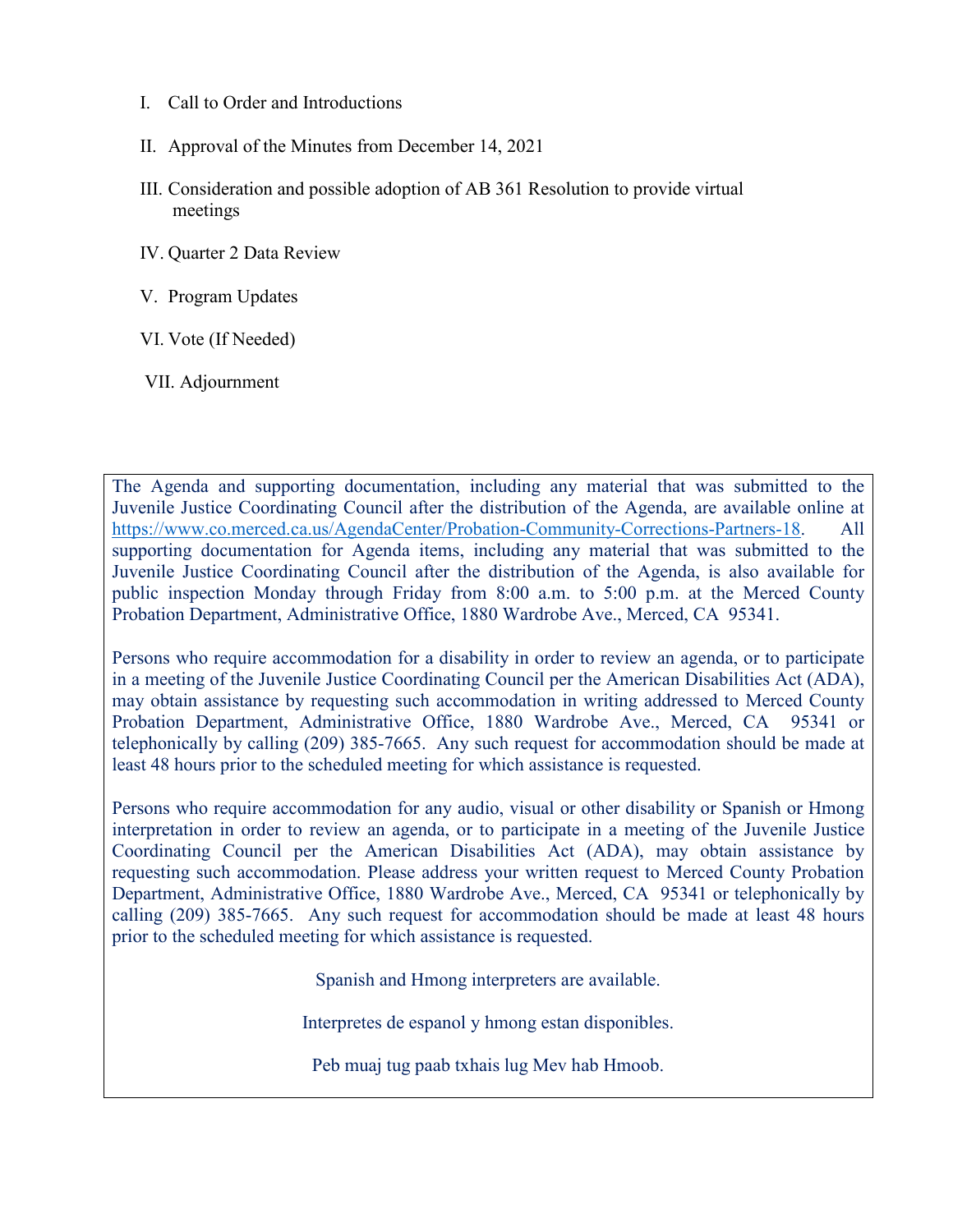I. Call to Order and Introductions

II. Approval of the Minutes from December 14, 2021

III. Consideration and possible adoption of AB 361 Resolution to provide virtual meetings

IV. Quarter 2 Data Review

V. Program Updates

VI. Vote (If Needed)

VII. Adjournment

The Agenda and supporting documentation, including any material that was submitted to the Juvenile Justice Coordinating Council after the distribution of the Agenda, are available online at https://www.co.merced.ca.us/AgendaCenter/Probation-Community-Corrections-Partners-18. All supporting documentation for Agenda items, including any material that was submitted to the Juvenile Justice Coordinating Council after the distribution of the Agenda, is also available for public inspection Monday through Friday from 8:00 a.m. to 5:00 p.m. at the Merced County Probation Department, Administrative Office, 1880 Wardrobe Ave., Merced, CA 95341.

Persons who require accommodation for a disability in order to review an agenda, or to participate in a meeting of the Juvenile Justice Coordinating Council per the American Disabilities Act (ADA), may obtain assistance by requesting such accommodation in writing addressed to Merced County Probation Department, Administrative Office, 1880 Wardrobe Ave., Merced, CA 95341 or telephonically by calling (209) 385-7665. Any such request for accommodation should be made at least 48 hours prior to the scheduled meeting for which assistance is requested.

Persons who require accommodation for any audio, visual or other disability or Spanish or Hmong interpretation in order to review an agenda, or to participate in a meeting of the Juvenile Justice Coordinating Council per the American Disabilities Act (ADA), may obtain assistance by requesting such accommodation. Please address your written request to Merced County Probation Department, Administrative Office, 1880 Wardrobe Ave., Merced, CA 95341 or telephonically by calling (209) 385-7665. Any such request for accommodation should be made at least 48 hours prior to the scheduled meeting for which assistance is requested.

Spanish and Hmong interpreters are available.

Interpretes de espanol y hmong estan disponibles.

Peb muaj tug paab txhais lug Mev hab Hmoob.